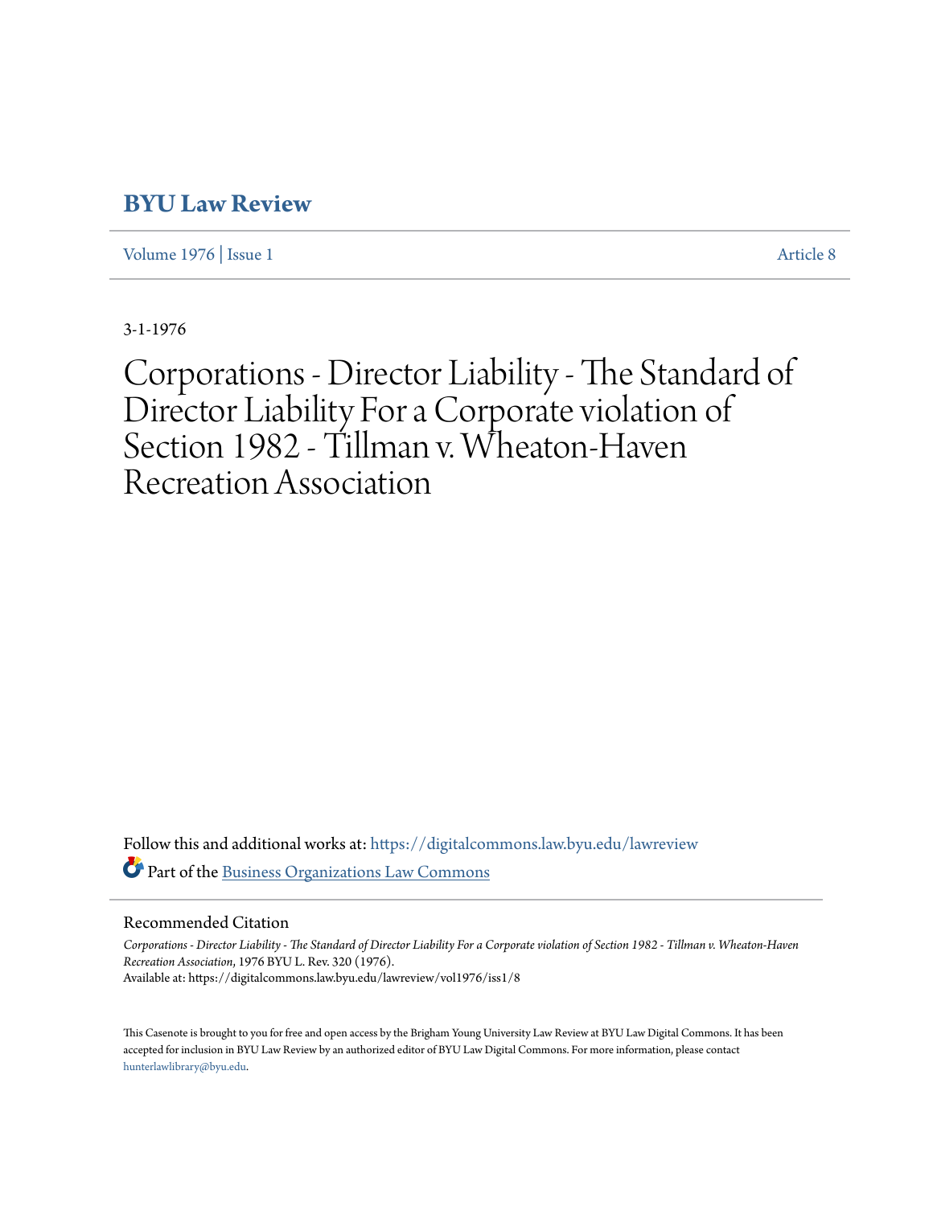# BYU Law Review

Volume 1976 | Issue 1 Article 8

3-1-1976

# Corporations - Director Liability - The Standard of Director Liability For a Corporate violation of Section 1982 - Tillman v. Wheaton-Haven Recreation Association

Follow this and additional works at: https://digitalcommons.law.byu.edu/lawreview

Part of the Business Organizations Law Commons

## Recommended Citation

*Corporations - Director Liability - The Standard of Director Liability For a Corporate violation of Section 1982 - Tillman v. Wheaton-Haven Recreation Association*, 1976 BYU L. Rev. 320 (1976).
Available at: https://digitalcommons.law.byu.edu/lawreview/vol1976/iss1/8

This Casenote is brought to you for free and open access by the Brigham Young University Law Review at BYU Law Digital Commons. It has been accepted for inclusion in BYU Law Review by an authorized editor of BYU Law Digital Commons. For more information, please contact hunterlawlibrary@byu.edu.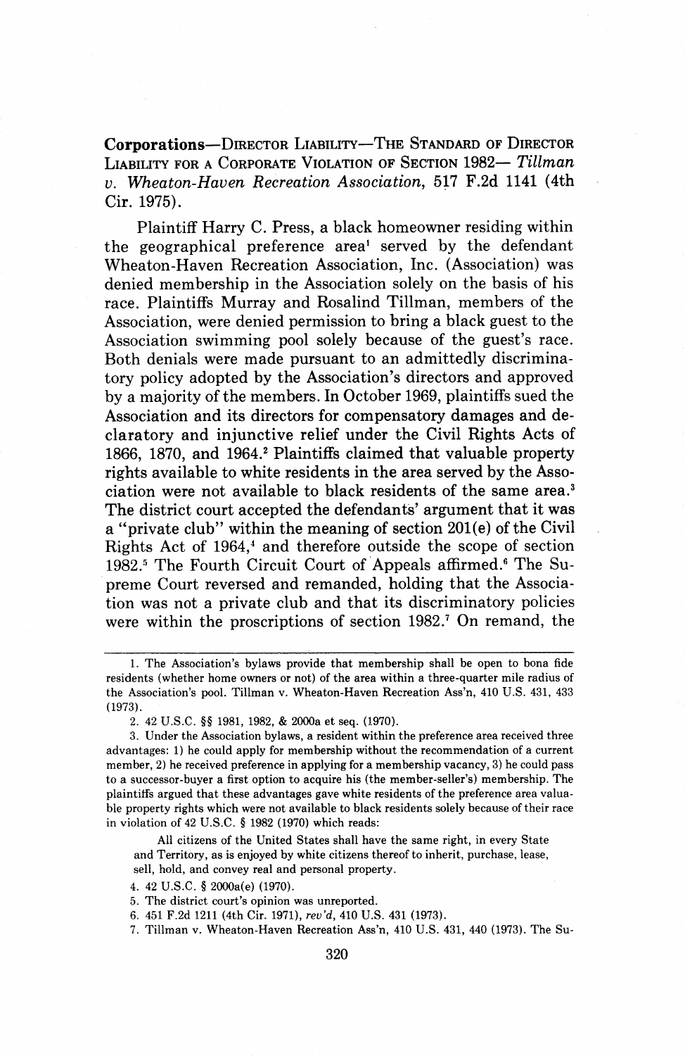**Corporations**—Director Liability—The Standard of Director Liability for a Corporate Violation of Section 1982—*Tillman v. Wheaton-Haven Recreation Association*, 517 F.2d 1141 (4th Cir. 1975).

Plaintiff Harry C. Press, a black homeowner residing within the geographical preference area[1] served by the defendant Wheaton-Haven Recreation Association, Inc. (Association) was denied membership in the Association solely on the basis of his race. Plaintiffs Murray and Rosalind Tillman, members of the Association, were denied permission to bring a black guest to the Association swimming pool solely because of the guest's race. Both denials were made pursuant to an admittedly discriminatory policy adopted by the Association's directors and approved by a majority of the members. In October 1969, plaintiffs sued the Association and its directors for compensatory damages and declaratory and injunctive relief under the Civil Rights Acts of 1866, 1870, and 1964.[2] Plaintiffs claimed that valuable property rights available to white residents in the area served by the Association were not available to black residents of the same area.[3] The district court accepted the defendants' argument that it was a "private club" within the meaning of section 201(e) of the Civil Rights Act of 1964,[4] and therefore outside the scope of section 1982.[5] The Fourth Circuit Court of Appeals affirmed.[6] The Supreme Court reversed and remanded, holding that the Association was not a private club and that its discriminatory policies were within the proscriptions of section 1982.[7] On remand, the

---

1. The Association's bylaws provide that membership shall be open to bona fide residents (whether home owners or not) of the area within a three-quarter mile radius of the Association's pool. Tillman v. Wheaton-Haven Recreation Ass'n, 410 U.S. 431, 433 (1973).

2. 42 U.S.C. §§ 1981, 1982, & 2000a et seq. (1970).

3. Under the Association bylaws, a resident within the preference area received three advantages: 1) he could apply for membership without the recommendation of a current member, 2) he received preference in applying for a membership vacancy, 3) he could pass to a successor-buyer a first option to acquire his (the member-seller's) membership. The plaintiffs argued that these advantages gave white residents of the preference area valuable property rights which were not available to black residents solely because of their race in violation of 42 U.S.C. § 1982 (1970) which reads:

> All citizens of the United States shall have the same right, in every State and Territory, as is enjoyed by white citizens thereof to inherit, purchase, lease, sell, hold, and convey real and personal property.

4. 42 U.S.C. § 2000a(e) (1970).

5. The district court's opinion was unreported.

6. 451 F.2d 1211 (4th Cir. 1971), *rev'd*, 410 U.S. 431 (1973).

7. Tillman v. Wheaton-Haven Recreation Ass'n, 410 U.S. 431, 440 (1973). The Su-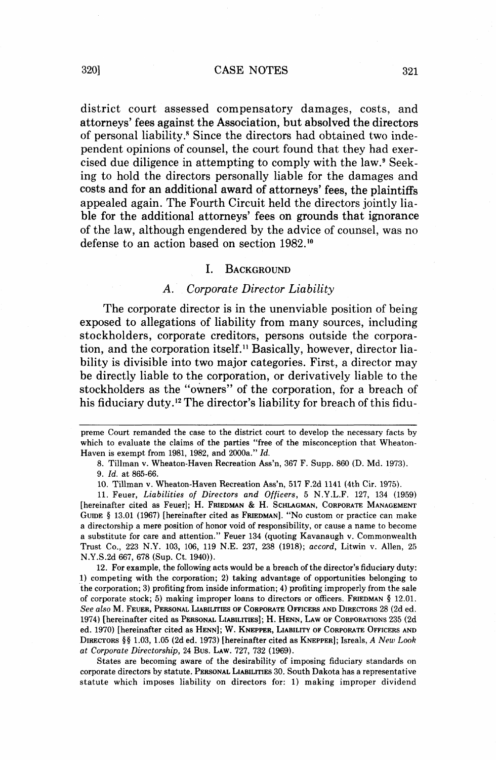district court assessed compensatory damages, costs, and attorneys' fees against the Association, but absolved the directors of personal liability.[8] Since the directors had obtained two independent opinions of counsel, the court found that they had exercised due diligence in attempting to comply with the law.[9] Seeking to hold the directors personally liable for the damages and costs and for an additional award of attorneys' fees, the plaintiffs appealed again. The Fourth Circuit held the directors jointly liable for the additional attorneys' fees on grounds that ignorance of the law, although engendered by the advice of counsel, was no defense to an action based on section 1982.[10]

## I. Background

### A. *Corporate Director Liability*

The corporate director is in the unenviable position of being exposed to allegations of liability from many sources, including stockholders, corporate creditors, persons outside the corporation, and the corporation itself.[11] Basically, however, director liability is divisible into two major categories. First, a director may be directly liable to the corporation, or derivatively liable to the stockholders as the "owners" of the corporation, for a breach of his fiduciary duty.[12] The director's liability for breach of this fidu-

---

preme Court remanded the case to the district court to develop the necessary facts by which to evaluate the claims of the parties "free of the misconception that Wheaton-Haven is exempt from 1981, 1982, and 2000a." *Id.*

8. Tillman v. Wheaton-Haven Recreation Ass'n, 367 F. Supp. 860 (D. Md. 1973).

9. *Id.* at 865-66.

10. Tillman v. Wheaton-Haven Recreation Ass'n, 517 F.2d 1141 (4th Cir. 1975).

11. Feuer, *Liabilities of Directors and Officers*, 5 N.Y.L.F. 127, 134 (1959) [hereinafter cited as Feuer]; H. Friedman & H. Schlagman, Corporate Management Guide § 13.01 (1967) [hereinafter cited as Friedman]. "No custom or practice can make a directorship a mere position of honor void of responsibility, or cause a name to become a substitute for care and attention." Feuer 134 (quoting Kavanaugh v. Commonwealth Trust Co., 223 N.Y. 103, 106, 119 N.E. 237, 238 (1918); *accord*, Litwin v. Allen, 25 N.Y.S.2d 667, 678 (Sup. Ct. 1940)).

12. For example, the following acts would be a breach of the director's fiduciary duty: 1) competing with the corporation; 2) taking advantage of opportunities belonging to the corporation; 3) profiting from inside information; 4) profiting improperly from the sale of corporate stock; 5) making improper loans to directors or officers. Friedman § 12.01. *See also* M. Feuer, Personal Liabilities of Corporate Officers and Directors 28 (2d ed. 1974) [hereinafter cited as Personal Liabilities]; H. Henn, Law of Corporations 235 (2d ed. 1970) [hereinafter cited as Henn]; W. Knepper, Liability of Corporate Officers and Directors §§ 1.03, 1.05 (2d ed. 1973) [hereinafter cited as Knepper]; Isreals, *A New Look at Corporate Directorship*, 24 Bus. Law. 727, 732 (1969).

States are becoming aware of the desirability of imposing fiduciary standards on corporate directors by statute. Personal Liabilities 30. South Dakota has a representative statute which imposes liability on directors for: 1) making improper dividend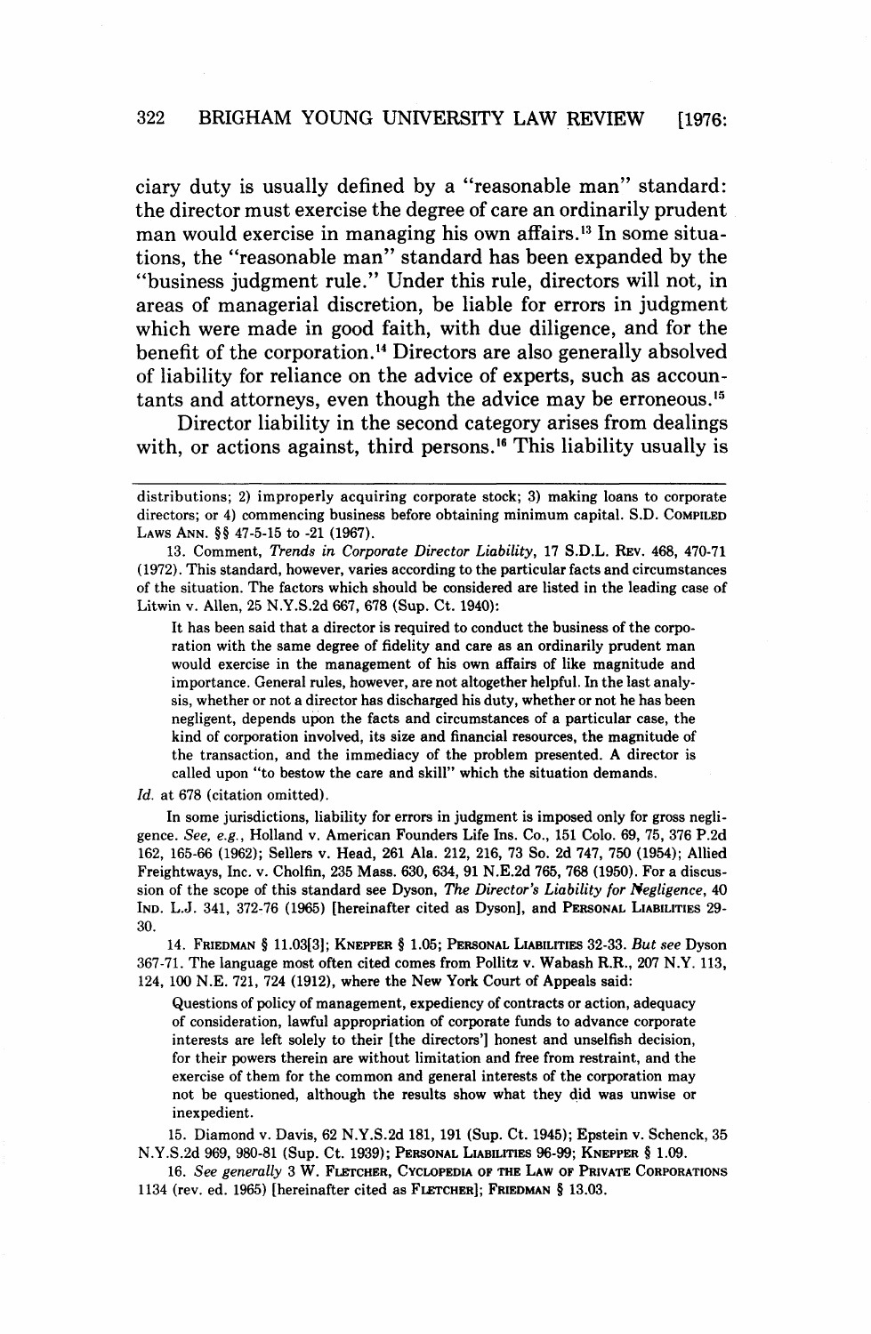ciary duty is usually defined by a "reasonable man" standard: the director must exercise the degree of care an ordinarily prudent man would exercise in managing his own affairs.[13] In some situations, the "reasonable man" standard has been expanded by the "business judgment rule." Under this rule, directors will not, in areas of managerial discretion, be liable for errors in judgment which were made in good faith, with due diligence, and for the benefit of the corporation.[14] Directors are also generally absolved of liability for reliance on the advice of experts, such as accountants and attorneys, even though the advice may be erroneous.[15]

Director liability in the second category arises from dealings with, or actions against, third persons.[16] This liability usually is

---

distributions; 2) improperly acquiring corporate stock; 3) making loans to corporate directors; or 4) commencing business before obtaining minimum capital. S.D. COMPILED LAWS ANN. §§ 47-5-15 to -21 (1967).

13. Comment, *Trends in Corporate Director Liability*, 17 S.D.L. REV. 468, 470-71 (1972). This standard, however, varies according to the particular facts and circumstances of the situation. The factors which should be considered are listed in the leading case of Litwin v. Allen, 25 N.Y.S.2d 667, 678 (Sup. Ct. 1940):

> It has been said that a director is required to conduct the business of the corporation with the same degree of fidelity and care as an ordinarily prudent man would exercise in the management of his own affairs of like magnitude and importance. General rules, however, are not altogether helpful. In the last analysis, whether or not a director has discharged his duty, whether or not he has been negligent, depends upon the facts and circumstances of a particular case, the kind of corporation involved, its size and financial resources, the magnitude of the transaction, and the immediacy of the problem presented. A director is called upon "to bestow the care and skill" which the situation demands.

*Id.* at 678 (citation omitted).

In some jurisdictions, liability for errors in judgment is imposed only for gross negligence. *See, e.g.*, Holland v. American Founders Life Ins. Co., 151 Colo. 69, 75, 376 P.2d 162, 165-66 (1962); Sellers v. Head, 261 Ala. 212, 216, 73 So. 2d 747, 750 (1954); Allied Freightways, Inc. v. Cholfin, 235 Mass. 630, 634, 91 N.E.2d 765, 768 (1950). For a discussion of the scope of this standard see Dyson, *The Director's Liability for Negligence*, 40 IND. L.J. 341, 372-76 (1965) [hereinafter cited as Dyson], and PERSONAL LIABILITIES 29-30.

14. FRIEDMAN § 11.03[3]; KNEPPER § 1.05; PERSONAL LIABILITIES 32-33. *But see* Dyson 367-71. The language most often cited comes from Pollitz v. Wabash R.R., 207 N.Y. 113, 124, 100 N.E. 721, 724 (1912), where the New York Court of Appeals said:

> Questions of policy of management, expediency of contracts or action, adequacy of consideration, lawful appropriation of corporate funds to advance corporate interests are left solely to their [the directors'] honest and unselfish decision, for their powers therein are without limitation and free from restraint, and the exercise of them for the common and general interests of the corporation may not be questioned, although the results show what they did was unwise or inexpedient.

15. Diamond v. Davis, 62 N.Y.S.2d 181, 191 (Sup. Ct. 1945); Epstein v. Schenck, 35 N.Y.S.2d 969, 980-81 (Sup. Ct. 1939); PERSONAL LIABILITIES 96-99; KNEPPER § 1.09.

16. *See generally* 3 W. FLETCHER, CYCLOPEDIA OF THE LAW OF PRIVATE CORPORATIONS 1134 (rev. ed. 1965) [hereinafter cited as FLETCHER]; FRIEDMAN § 13.03.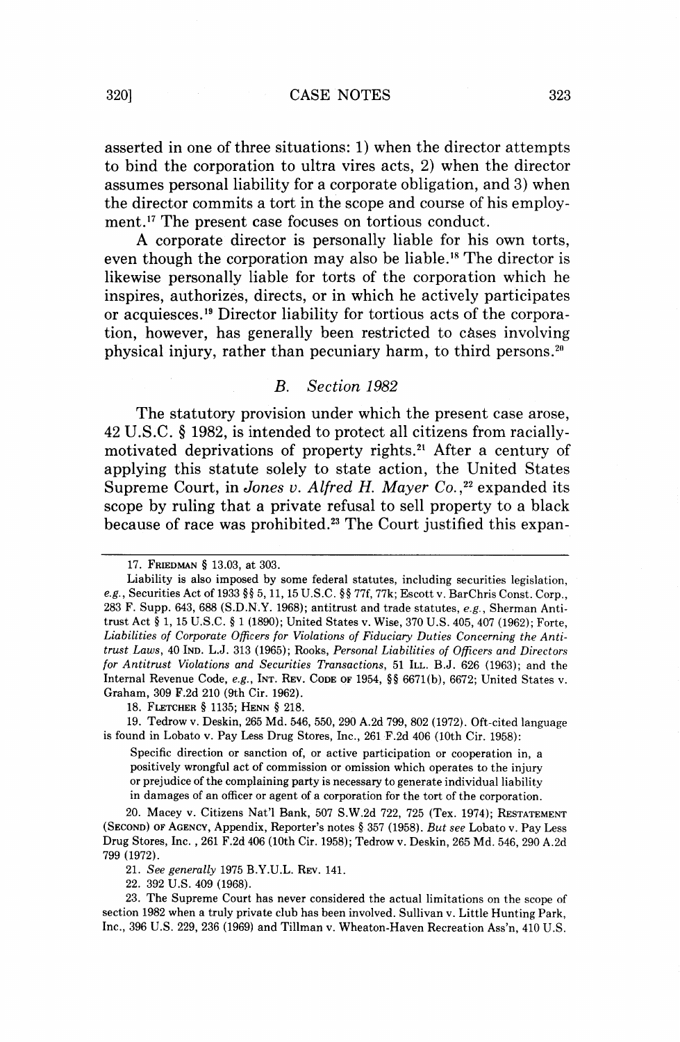asserted in one of three situations: 1) when the director attempts to bind the corporation to ultra vires acts, 2) when the director assumes personal liability for a corporate obligation, and 3) when the director commits a tort in the scope and course of his employment.[17] The present case focuses on tortious conduct.

A corporate director is personally liable for his own torts, even though the corporation may also be liable.[18] The director is likewise personally liable for torts of the corporation which he inspires, authorizes, directs, or in which he actively participates or acquiesces.[19] Director liability for tortious acts of the corporation, however, has generally been restricted to cases involving physical injury, rather than pecuniary harm, to third persons.[20]

### B. *Section 1982*

The statutory provision under which the present case arose, 42 U.S.C. § 1982, is intended to protect all citizens from racially-motivated deprivations of property rights.[21] After a century of applying this statute solely to state action, the United States Supreme Court, in *Jones v. Alfred H. Mayer Co.*,[22] expanded its scope by ruling that a private refusal to sell property to a black because of race was prohibited.[23] The Court justified this expan-

---

17. FRIEDMAN § 13.03, at 303.

Liability is also imposed by some federal statutes, including securities legislation, *e.g.*, Securities Act of 1933 §§ 5, 11, 15 U.S.C. §§ 77f, 77k; Escott v. BarChris Const. Corp., 283 F. Supp. 643, 688 (S.D.N.Y. 1968); antitrust and trade statutes, *e.g.*, Sherman Anti-trust Act § 1, 15 U.S.C. § 1 (1890); United States v. Wise, 370 U.S. 405, 407 (1962); Forte, *Liabilities of Corporate Officers for Violations of Fiduciary Duties Concerning the Anti-trust Laws*, 40 IND. L.J. 313 (1965); Rooks, *Personal Liabilities of Officers and Directors for Antitrust Violations and Securities Transactions*, 51 ILL. B.J. 626 (1963); and the Internal Revenue Code, *e.g.*, INT. REV. CODE OF 1954, §§ 6671(b), 6672; United States v. Graham, 309 F.2d 210 (9th Cir. 1962).

18. FLETCHER § 1135; HENN § 218.

19. Tedrow v. Deskin, 265 Md. 546, 550, 290 A.2d 799, 802 (1972). Oft-cited language is found in Lobato v. Pay Less Drug Stores, Inc., 261 F.2d 406 (10th Cir. 1958):

> Specific direction or sanction of, or active participation or cooperation in, a positively wrongful act of commission or omission which operates to the injury or prejudice of the complaining party is necessary to generate individual liability in damages of an officer or agent of a corporation for the tort of the corporation.

20. Macey v. Citizens Nat'l Bank, 507 S.W.2d 722, 725 (Tex. 1974); RESTATEMENT (SECOND) OF AGENCY, Appendix, Reporter's notes § 357 (1958). *But see* Lobato v. Pay Less Drug Stores, Inc., 261 F.2d 406 (10th Cir. 1958); Tedrow v. Deskin, 265 Md. 546, 290 A.2d 799 (1972).

21. *See generally* 1975 B.Y.U.L. REV. 141.

22. 392 U.S. 409 (1968).

23. The Supreme Court has never considered the actual limitations on the scope of section 1982 when a truly private club has been involved. Sullivan v. Little Hunting Park, Inc., 396 U.S. 229, 236 (1969) and Tillman v. Wheaton-Haven Recreation Ass'n, 410 U.S.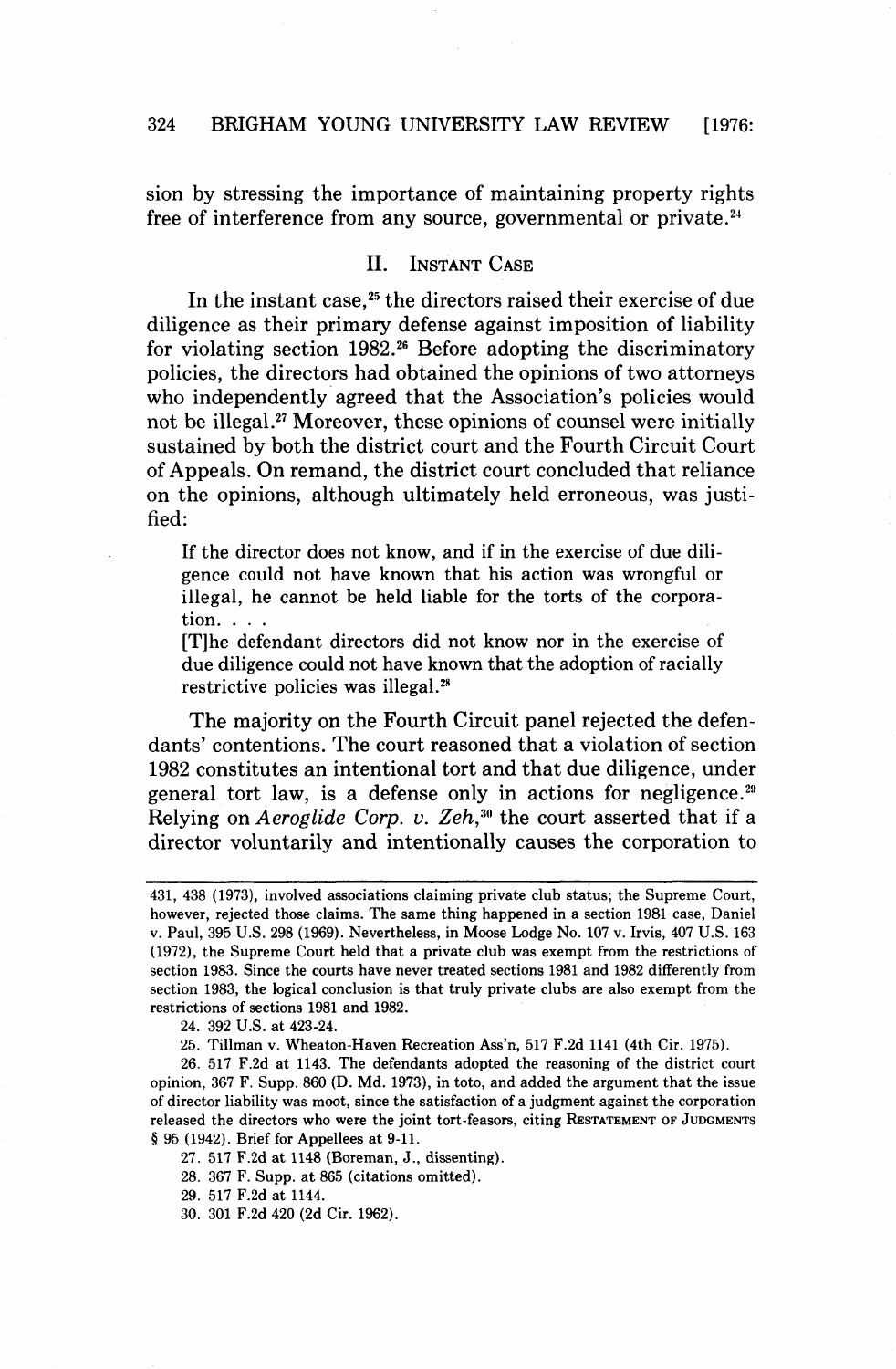sion by stressing the importance of maintaining property rights free of interference from any source, governmental or private.[24]

## II. Instant Case

In the instant case,[25] the directors raised their exercise of due diligence as their primary defense against imposition of liability for violating section 1982.[26] Before adopting the discriminatory policies, the directors had obtained the opinions of two attorneys who independently agreed that the Association's policies would not be illegal.[27] Moreover, these opinions of counsel were initially sustained by both the district court and the Fourth Circuit Court of Appeals. On remand, the district court concluded that reliance on the opinions, although ultimately held erroneous, was justified:

> If the director does not know, and if in the exercise of due diligence could not have known that his action was wrongful or illegal, he cannot be held liable for the torts of the corporation. . . .
>
> [T]he defendant directors did not know nor in the exercise of due diligence could not have known that the adoption of racially restrictive policies was illegal.[28]

The majority on the Fourth Circuit panel rejected the defendants' contentions. The court reasoned that a violation of section 1982 constitutes an intentional tort and that due diligence, under general tort law, is a defense only in actions for negligence.[29] Relying on *Aeroglide Corp. v. Zeh*,[30] the court asserted that if a director voluntarily and intentionally causes the corporation to

---

431, 438 (1973), involved associations claiming private club status; the Supreme Court, however, rejected those claims. The same thing happened in a section 1981 case, Daniel v. Paul, 395 U.S. 298 (1969). Nevertheless, in Moose Lodge No. 107 v. Irvis, 407 U.S. 163 (1972), the Supreme Court held that a private club was exempt from the restrictions of section 1983. Since the courts have never treated sections 1981 and 1982 differently from section 1983, the logical conclusion is that truly private clubs are also exempt from the restrictions of sections 1981 and 1982.

24. 392 U.S. at 423-24.

25. Tillman v. Wheaton-Haven Recreation Ass'n, 517 F.2d 1141 (4th Cir. 1975).

26. 517 F.2d at 1143. The defendants adopted the reasoning of the district court opinion, 367 F. Supp. 860 (D. Md. 1973), in toto, and added the argument that the issue of director liability was moot, since the satisfaction of a judgment against the corporation released the directors who were the joint tort-feasors, citing Restatement of Judgments § 95 (1942). Brief for Appellees at 9-11.

27. 517 F.2d at 1148 (Boreman, J., dissenting).

28. 367 F. Supp. at 865 (citations omitted).

29. 517 F.2d at 1144.

30. 301 F.2d 420 (2d Cir. 1962).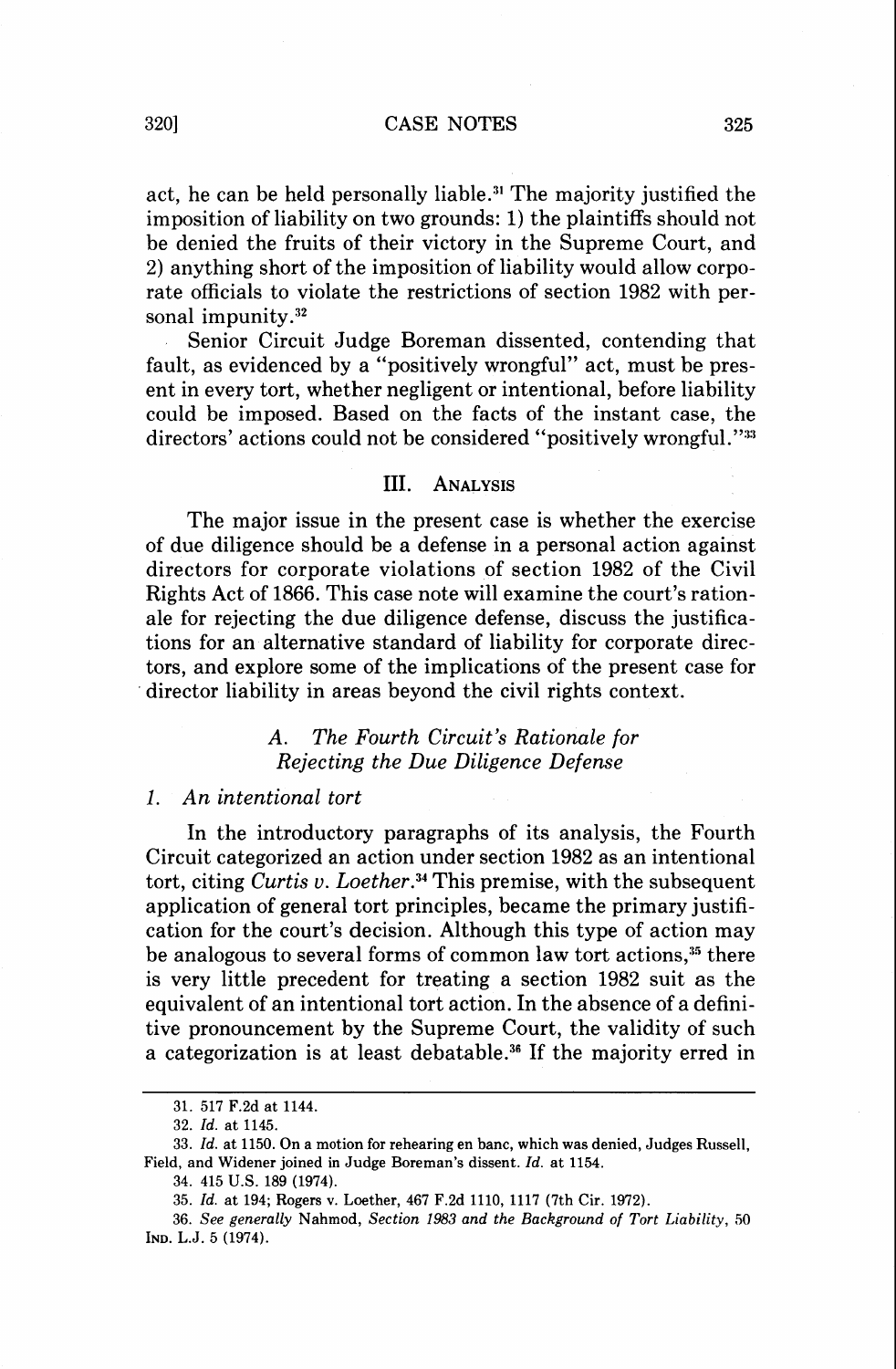act, he can be held personally liable.[31] The majority justified the imposition of liability on two grounds: 1) the plaintiffs should not be denied the fruits of their victory in the Supreme Court, and 2) anything short of the imposition of liability would allow corporate officials to violate the restrictions of section 1982 with personal impunity.[32]

Senior Circuit Judge Boreman dissented, contending that fault, as evidenced by a "positively wrongful" act, must be present in every tort, whether negligent or intentional, before liability could be imposed. Based on the facts of the instant case, the directors' actions could not be considered "positively wrongful."[33]

## III. Analysis

The major issue in the present case is whether the exercise of due diligence should be a defense in a personal action against directors for corporate violations of section 1982 of the Civil Rights Act of 1866. This case note will examine the court's rationale for rejecting the due diligence defense, discuss the justifications for an alternative standard of liability for corporate directors, and explore some of the implications of the present case for director liability in areas beyond the civil rights context.

### *A. The Fourth Circuit's Rationale for Rejecting the Due Diligence Defense*

#### *1. An intentional tort*

In the introductory paragraphs of its analysis, the Fourth Circuit categorized an action under section 1982 as an intentional tort, citing *Curtis v. Loether*.[34] This premise, with the subsequent application of general tort principles, became the primary justification for the court's decision. Although this type of action may be analogous to several forms of common law tort actions,[35] there is very little precedent for treating a section 1982 suit as the equivalent of an intentional tort action. In the absence of a definitive pronouncement by the Supreme Court, the validity of such a categorization is at least debatable.[36] If the majority erred in

---

31. 517 F.2d at 1144.

32. *Id.* at 1145.

33. *Id.* at 1150. On a motion for rehearing en banc, which was denied, Judges Russell, Field, and Widener joined in Judge Boreman's dissent. *Id.* at 1154.

34. 415 U.S. 189 (1974).

35. *Id.* at 194; Rogers v. Loether, 467 F.2d 1110, 1117 (7th Cir. 1972).

36. *See generally* Nahmod, *Section 1983 and the Background of Tort Liability*, 50 Ind. L.J. 5 (1974).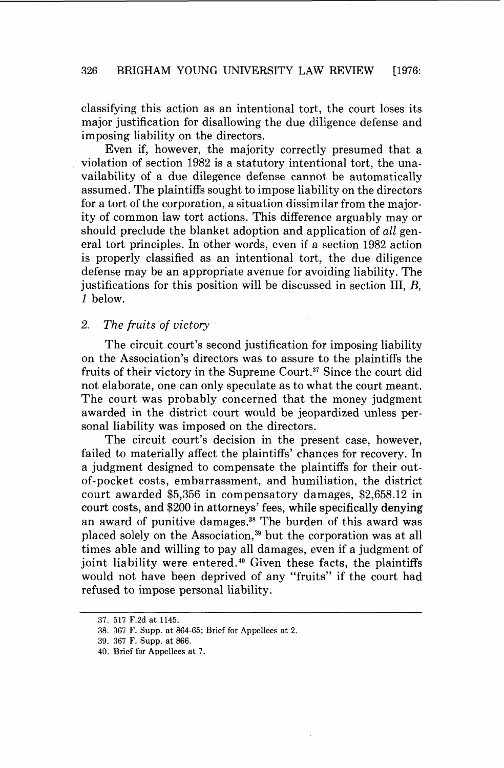classifying this action as an intentional tort, the court loses its major justification for disallowing the due diligence defense and imposing liability on the directors.

Even if, however, the majority correctly presumed that a violation of section 1982 is a statutory intentional tort, the unavailability of a due dilegence defense cannot be automatically assumed. The plaintiffs sought to impose liability on the directors for a tort of the corporation, a situation dissimilar from the majority of common law tort actions. This difference arguably may or should preclude the blanket adoption and application of *all* general tort principles. In other words, even if a section 1982 action is properly classified as an intentional tort, the due diligence defense may be an appropriate avenue for avoiding liability. The justifications for this position will be discussed in section III, *B*, *1* below.

### 2. *The fruits of victory*

The circuit court's second justification for imposing liability on the Association's directors was to assure to the plaintiffs the fruits of their victory in the Supreme Court.[37] Since the court did not elaborate, one can only speculate as to what the court meant. The court was probably concerned that the money judgment awarded in the district court would be jeopardized unless personal liability was imposed on the directors.

The circuit court's decision in the present case, however, failed to materially affect the plaintiffs' chances for recovery. In a judgment designed to compensate the plaintiffs for their out-of-pocket costs, embarrassment, and humiliation, the district court awarded \$5,356 in compensatory damages, \$2,658.12 in court costs, and \$200 in attorneys' fees, while specifically denying an award of punitive damages.[38] The burden of this award was placed solely on the Association,[39] but the corporation was at all times able and willing to pay all damages, even if a judgment of joint liability were entered.[40] Given these facts, the plaintiffs would not have been deprived of any "fruits" if the court had refused to impose personal liability.

---

37. 517 F.2d at 1145.

38. 367 F. Supp. at 864-65; Brief for Appellees at 2.

39. 367 F. Supp. at 866.

40. Brief for Appellees at 7.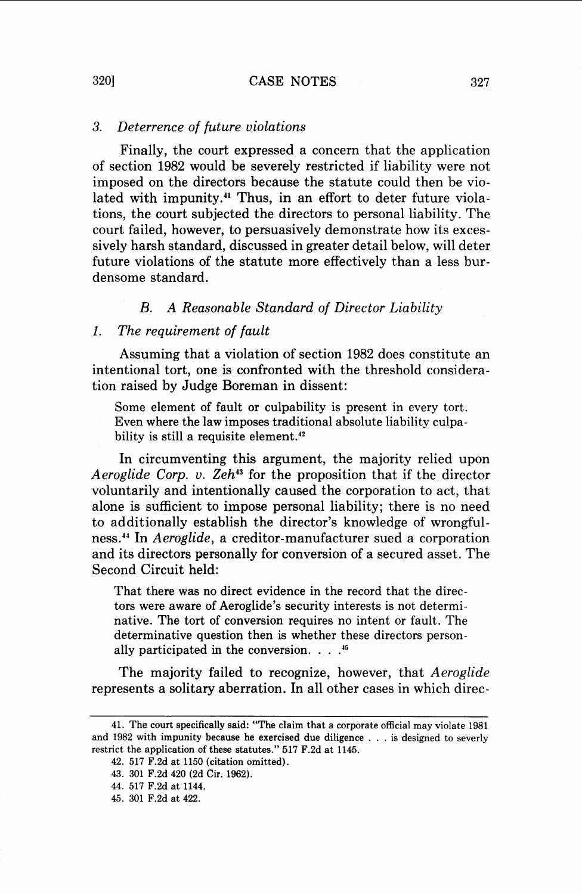### 3. *Deterrence of future violations*

Finally, the court expressed a concern that the application of section 1982 would be severely restricted if liability were not imposed on the directors because the statute could then be violated with impunity.[41] Thus, in an effort to deter future violations, the court subjected the directors to personal liability. The court failed, however, to persuasively demonstrate how its excessively harsh standard, discussed in greater detail below, will deter future violations of the statute more effectively than a less burdensome standard.

## B. *A Reasonable Standard of Director Liability*

### 1. *The requirement of fault*

Assuming that a violation of section 1982 does constitute an intentional tort, one is confronted with the threshold consideration raised by Judge Boreman in dissent:

> Some element of fault or culpability is present in every tort. Even where the law imposes traditional absolute liability culpability is still a requisite element.[42]

In circumventing this argument, the majority relied upon *Aeroglide Corp. v. Zeh*[43] for the proposition that if the director voluntarily and intentionally caused the corporation to act, that alone is sufficient to impose personal liability; there is no need to additionally establish the director's knowledge of wrongfulness.[44] In *Aeroglide*, a creditor-manufacturer sued a corporation and its directors personally for conversion of a secured asset. The Second Circuit held:

> That there was no direct evidence in the record that the directors were aware of Aeroglide's security interests is not determinative. The tort of conversion requires no intent or fault. The determinative question then is whether these directors personally participated in the conversion. . . .[45]

The majority failed to recognize, however, that *Aeroglide* represents a solitary aberration. In all other cases in which direc-

---

41. The court specifically said: "The claim that a corporate official may violate 1981 and 1982 with impunity because he exercised due diligence . . . is designed to severly restrict the application of these statutes." 517 F.2d at 1145.

42. 517 F.2d at 1150 (citation omitted).

43. 301 F.2d 420 (2d Cir. 1962).

44. 517 F.2d at 1144.

45. 301 F.2d at 422.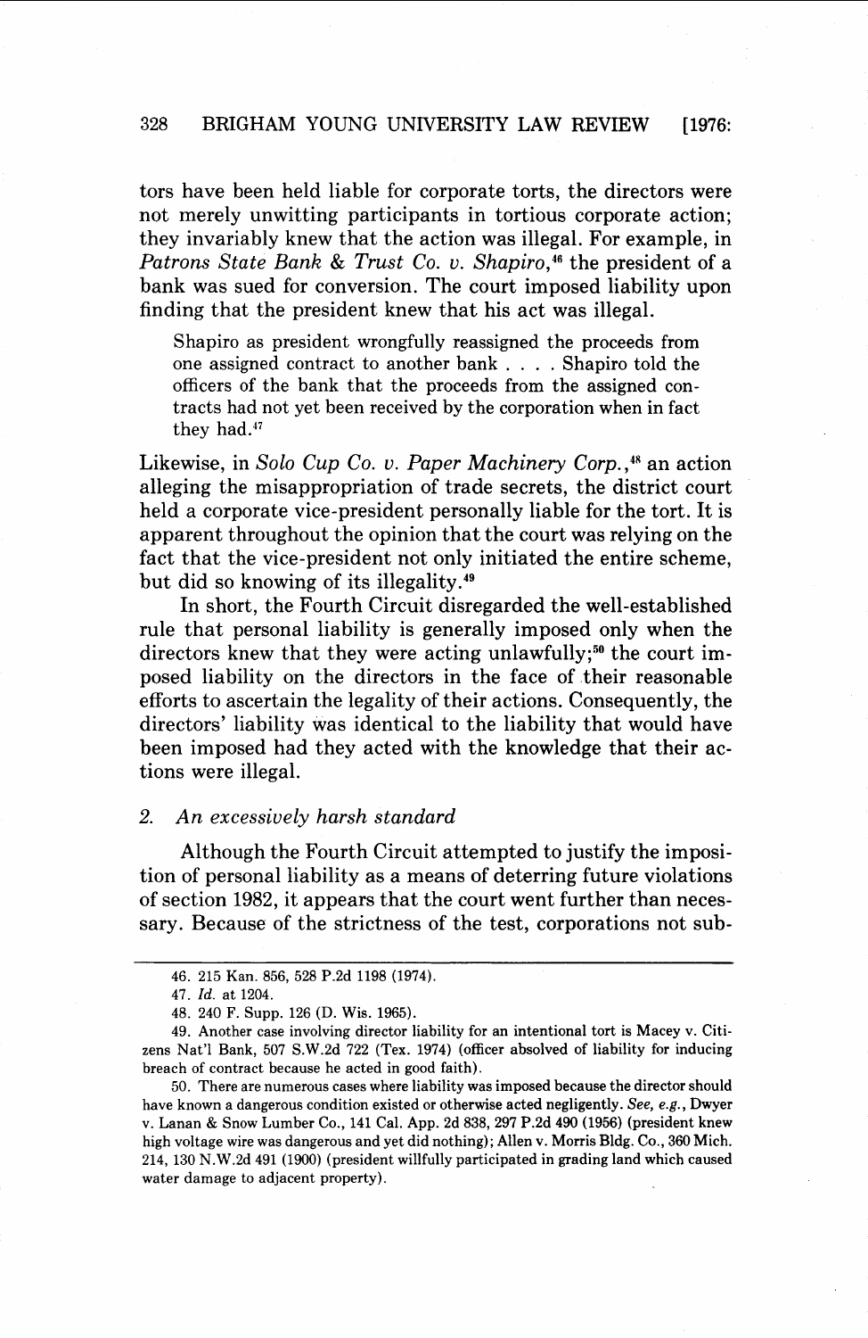tors have been held liable for corporate torts, the directors were not merely unwitting participants in tortious corporate action; they invariably knew that the action was illegal. For example, in *Patrons State Bank & Trust Co. v. Shapiro*,[46] the president of a bank was sued for conversion. The court imposed liability upon finding that the president knew that his act was illegal.

> Shapiro as president wrongfully reassigned the proceeds from one assigned contract to another bank . . . . Shapiro told the officers of the bank that the proceeds from the assigned contracts had not yet been received by the corporation when in fact they had.[47]

Likewise, in *Solo Cup Co. v. Paper Machinery Corp.*,[48] an action alleging the misappropriation of trade secrets, the district court held a corporate vice-president personally liable for the tort. It is apparent throughout the opinion that the court was relying on the fact that the vice-president not only initiated the entire scheme, but did so knowing of its illegality.[49]

In short, the Fourth Circuit disregarded the well-established rule that personal liability is generally imposed only when the directors knew that they were acting unlawfully;[50] the court imposed liability on the directors in the face of their reasonable efforts to ascertain the legality of their actions. Consequently, the directors' liability was identical to the liability that would have been imposed had they acted with the knowledge that their actions were illegal.

### 2. *An excessively harsh standard*

Although the Fourth Circuit attempted to justify the imposition of personal liability as a means of deterring future violations of section 1982, it appears that the court went further than necessary. Because of the strictness of the test, corporations not sub-

---

46. 215 Kan. 856, 528 P.2d 1198 (1974).

47. *Id.* at 1204.

48. 240 F. Supp. 126 (D. Wis. 1965).

49. Another case involving director liability for an intentional tort is Macey v. Citizens Nat'l Bank, 507 S.W.2d 722 (Tex. 1974) (officer absolved of liability for inducing breach of contract because he acted in good faith).

50. There are numerous cases where liability was imposed because the director should have known a dangerous condition existed or otherwise acted negligently. *See, e.g.*, Dwyer v. Lanan & Snow Lumber Co., 141 Cal. App. 2d 838, 297 P.2d 490 (1956) (president knew high voltage wire was dangerous and yet did nothing); Allen v. Morris Bldg. Co., 360 Mich. 214, 130 N.W.2d 491 (1900) (president willfully participated in grading land which caused water damage to adjacent property).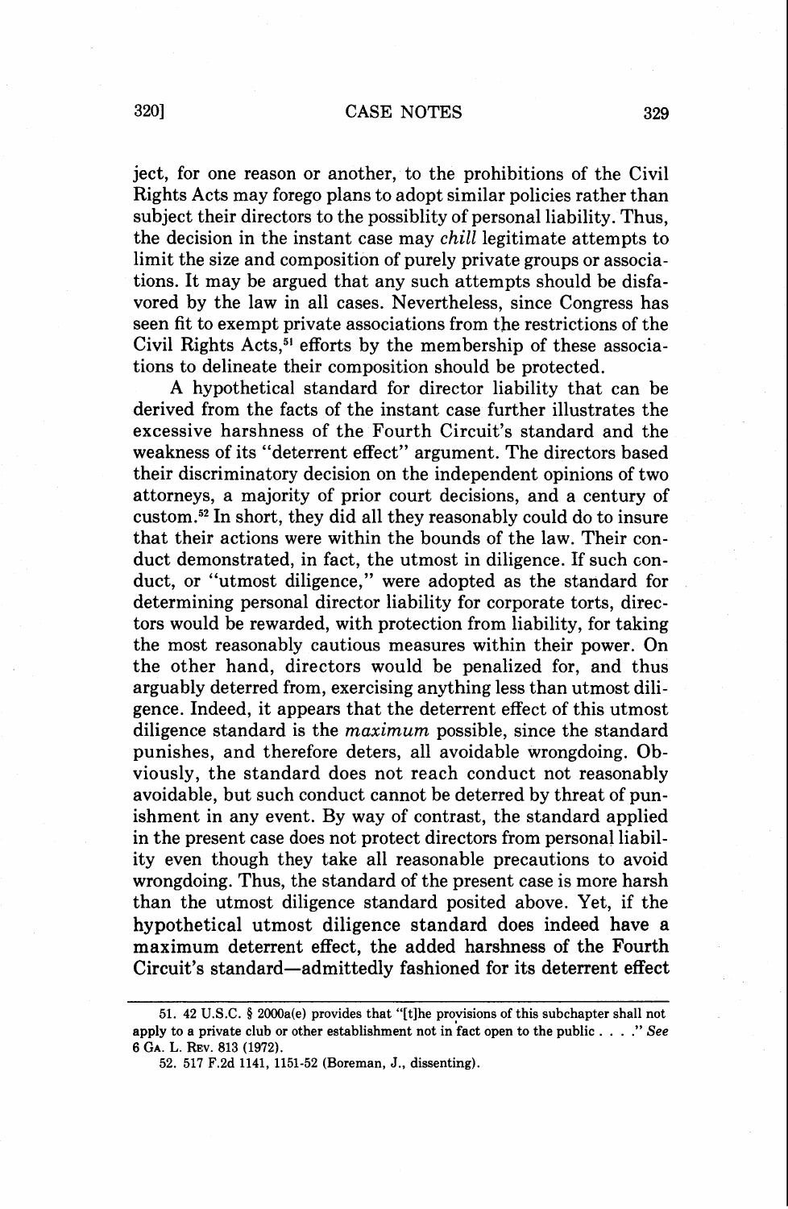ject, for one reason or another, to the prohibitions of the Civil Rights Acts may forego plans to adopt similar policies rather than subject their directors to the possiblity of personal liability. Thus, the decision in the instant case may *chill* legitimate attempts to limit the size and composition of purely private groups or associations. It may be argued that any such attempts should be disfavored by the law in all cases. Nevertheless, since Congress has seen fit to exempt private associations from the restrictions of the Civil Rights Acts,[51] efforts by the membership of these associations to delineate their composition should be protected.

A hypothetical standard for director liability that can be derived from the facts of the instant case further illustrates the excessive harshness of the Fourth Circuit's standard and the weakness of its "deterrent effect" argument. The directors based their discriminatory decision on the independent opinions of two attorneys, a majority of prior court decisions, and a century of custom.[52] In short, they did all they reasonably could do to insure that their actions were within the bounds of the law. Their conduct demonstrated, in fact, the utmost in diligence. If such conduct, or "utmost diligence," were adopted as the standard for determining personal director liability for corporate torts, directors would be rewarded, with protection from liability, for taking the most reasonably cautious measures within their power. On the other hand, directors would be penalized for, and thus arguably deterred from, exercising anything less than utmost diligence. Indeed, it appears that the deterrent effect of this utmost diligence standard is the *maximum* possible, since the standard punishes, and therefore deters, all avoidable wrongdoing. Obviously, the standard does not reach conduct not reasonably avoidable, but such conduct cannot be deterred by threat of punishment in any event. By way of contrast, the standard applied in the present case does not protect directors from personal liability even though they take all reasonable precautions to avoid wrongdoing. Thus, the standard of the present case is more harsh than the utmost diligence standard posited above. Yet, if the hypothetical utmost diligence standard does indeed have a maximum deterrent effect, the added harshness of the Fourth Circuit's standard—admittedly fashioned for its deterrent effect

---

51. 42 U.S.C. § 2000a(e) provides that "[t]he provisions of this subchapter shall not apply to a private club or other establishment not in fact open to the public . . . ." *See* 6 GA. L. REV. 813 (1972).

52. 517 F.2d 1141, 1151-52 (Boreman, J., dissenting).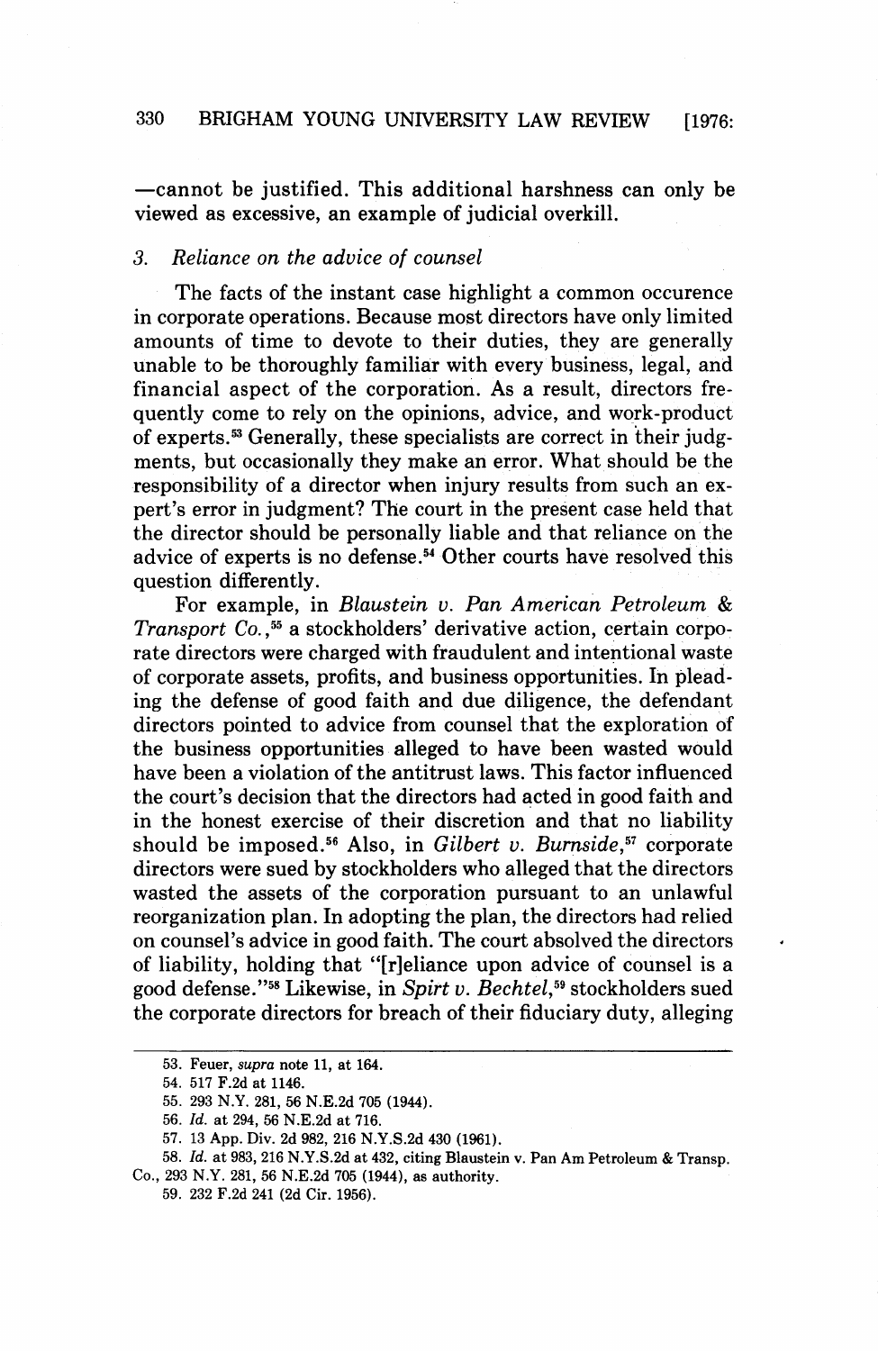—cannot be justified. This additional harshness can only be viewed as excessive, an example of judicial overkill.

### 3. *Reliance on the advice of counsel*

The facts of the instant case highlight a common occurence in corporate operations. Because most directors have only limited amounts of time to devote to their duties, they are generally unable to be thoroughly familiar with every business, legal, and financial aspect of the corporation. As a result, directors frequently come to rely on the opinions, advice, and work-product of experts.[53] Generally, these specialists are correct in their judgments, but occasionally they make an error. What should be the responsibility of a director when injury results from such an expert's error in judgment? The court in the present case held that the director should be personally liable and that reliance on the advice of experts is no defense.[54] Other courts have resolved this question differently.

For example, in *Blaustein v. Pan American Petroleum & Transport Co.*,[55] a stockholders' derivative action, certain corporate directors were charged with fraudulent and intentional waste of corporate assets, profits, and business opportunities. In pleading the defense of good faith and due diligence, the defendant directors pointed to advice from counsel that the exploration of the business opportunities alleged to have been wasted would have been a violation of the antitrust laws. This factor influenced the court's decision that the directors had acted in good faith and in the honest exercise of their discretion and that no liability should be imposed.[56] Also, in *Gilbert v. Burnside*,[57] corporate directors were sued by stockholders who alleged that the directors wasted the assets of the corporation pursuant to an unlawful reorganization plan. In adopting the plan, the directors had relied on counsel's advice in good faith. The court absolved the directors of liability, holding that "[r]eliance upon advice of counsel is a good defense."[58] Likewise, in *Spirt v. Bechtel*,[59] stockholders sued the corporate directors for breach of their fiduciary duty, alleging

---

53. Feuer, *supra* note 11, at 164.

54. 517 F.2d at 1146.

55. 293 N.Y. 281, 56 N.E.2d 705 (1944).

56. *Id.* at 294, 56 N.E.2d at 716.

57. 13 App. Div. 2d 982, 216 N.Y.S.2d 430 (1961).

58. *Id.* at 983, 216 N.Y.S.2d at 432, citing Blaustein v. Pan Am Petroleum & Transp. Co., 293 N.Y. 281, 56 N.E.2d 705 (1944), as authority.

59. 232 F.2d 241 (2d Cir. 1956).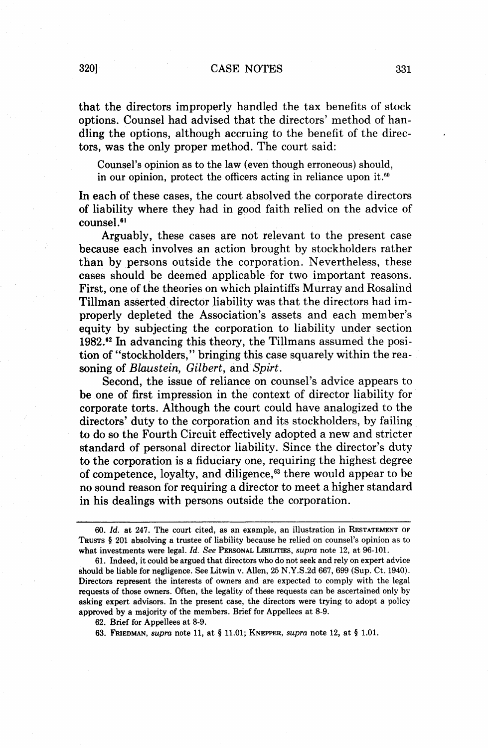that the directors improperly handled the tax benefits of stock options. Counsel had advised that the directors' method of handling the options, although accruing to the benefit of the directors, was the only proper method. The court said:

> Counsel's opinion as to the law (even though erroneous) should, in our opinion, protect the officers acting in reliance upon it.[60]

In each of these cases, the court absolved the corporate directors of liability where they had in good faith relied on the advice of counsel.[61]

Arguably, these cases are not relevant to the present case because each involves an action brought by stockholders rather than by persons outside the corporation. Nevertheless, these cases should be deemed applicable for two important reasons. First, one of the theories on which plaintiffs Murray and Rosalind Tillman asserted director liability was that the directors had improperly depleted the Association's assets and each member's equity by subjecting the corporation to liability under section 1982.[62] In advancing this theory, the Tillmans assumed the position of "stockholders," bringing this case squarely within the reasoning of *Blaustein*, *Gilbert*, and *Spirt*.

Second, the issue of reliance on counsel's advice appears to be one of first impression in the context of director liability for corporate torts. Although the court could have analogized to the directors' duty to the corporation and its stockholders, by failing to do so the Fourth Circuit effectively adopted a new and stricter standard of personal director liability. Since the director's duty to the corporation is a fiduciary one, requiring the highest degree of competence, loyalty, and diligence,[63] there would appear to be no sound reason for requiring a director to meet a higher standard in his dealings with persons outside the corporation.

---

60. *Id.* at 247. The court cited, as an example, an illustration in RESTATEMENT OF TRUSTS § 201 absolving a trustee of liability because he relied on counsel's opinion as to what investments were legal. *Id. See* PERSONAL LIBILITIES, *supra* note 12, at 96-101.

61. Indeed, it could be argued that directors who do not seek and rely on expert advice should be liable for negligence. See Litwin v. Allen, 25 N.Y.S.2d 667, 699 (Sup. Ct. 1940). Directors represent the interests of owners and are expected to comply with the legal requests of those owners. Often, the legality of these requests can be ascertained only by asking expert advisors. In the present case, the directors were trying to adopt a policy approved by a majority of the members. Brief for Appellees at 8-9.

62. Brief for Appellees at 8-9.

63. FRIEDMAN, *supra* note 11, at § 11.01; KNEPPER, *supra* note 12, at § 1.01.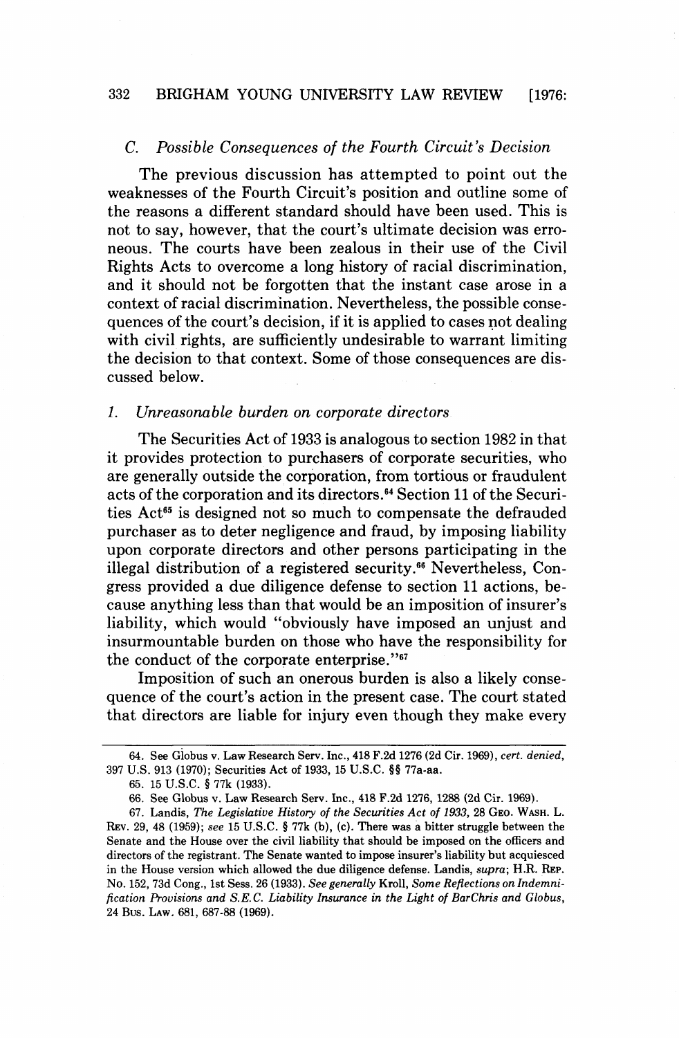### C. *Possible Consequences of the Fourth Circuit's Decision*

The previous discussion has attempted to point out the weaknesses of the Fourth Circuit's position and outline some of the reasons a different standard should have been used. This is not to say, however, that the court's ultimate decision was erroneous. The courts have been zealous in their use of the Civil Rights Acts to overcome a long history of racial discrimination, and it should not be forgotten that the instant case arose in a context of racial discrimination. Nevertheless, the possible consequences of the court's decision, if it is applied to cases not dealing with civil rights, are sufficiently undesirable to warrant limiting the decision to that context. Some of those consequences are discussed below.

#### 1. *Unreasonable burden on corporate directors*

The Securities Act of 1933 is analogous to section 1982 in that it provides protection to purchasers of corporate securities, who are generally outside the corporation, from tortious or fraudulent acts of the corporation and its directors.[64] Section 11 of the Securities Act[65] is designed not so much to compensate the defrauded purchaser as to deter negligence and fraud, by imposing liability upon corporate directors and other persons participating in the illegal distribution of a registered security.[66] Nevertheless, Congress provided a due diligence defense to section 11 actions, because anything less than that would be an imposition of insurer's liability, which would "obviously have imposed an unjust and insurmountable burden on those who have the responsibility for the conduct of the corporate enterprise."[67]

Imposition of such an onerous burden is also a likely consequence of the court's action in the present case. The court stated that directors are liable for injury even though they make every

---

64. See Globus v. Law Research Serv. Inc., 418 F.2d 1276 (2d Cir. 1969), *cert. denied*, 397 U.S. 913 (1970); Securities Act of 1933, 15 U.S.C. §§ 77a-aa.

65. 15 U.S.C. § 77k (1933).

66. See Globus v. Law Research Serv. Inc., 418 F.2d 1276, 1288 (2d Cir. 1969).

67. Landis, *The Legislative History of the Securities Act of 1933*, 28 GEO. WASH. L. REV. 29, 48 (1959); *see* 15 U.S.C. § 77k (b), (c). There was a bitter struggle between the Senate and the House over the civil liability that should be imposed on the officers and directors of the registrant. The Senate wanted to impose insurer's liability but acquiesced in the House version which allowed the due diligence defense. Landis, *supra*; H.R. REP. No. 152, 73d Cong., 1st Sess. 26 (1933). *See generally* Kroll, *Some Reflections on Indemnification Provisions and S.E.C. Liability Insurance in the Light of BarChris and Globus*, 24 BUS. LAW. 681, 687-88 (1969).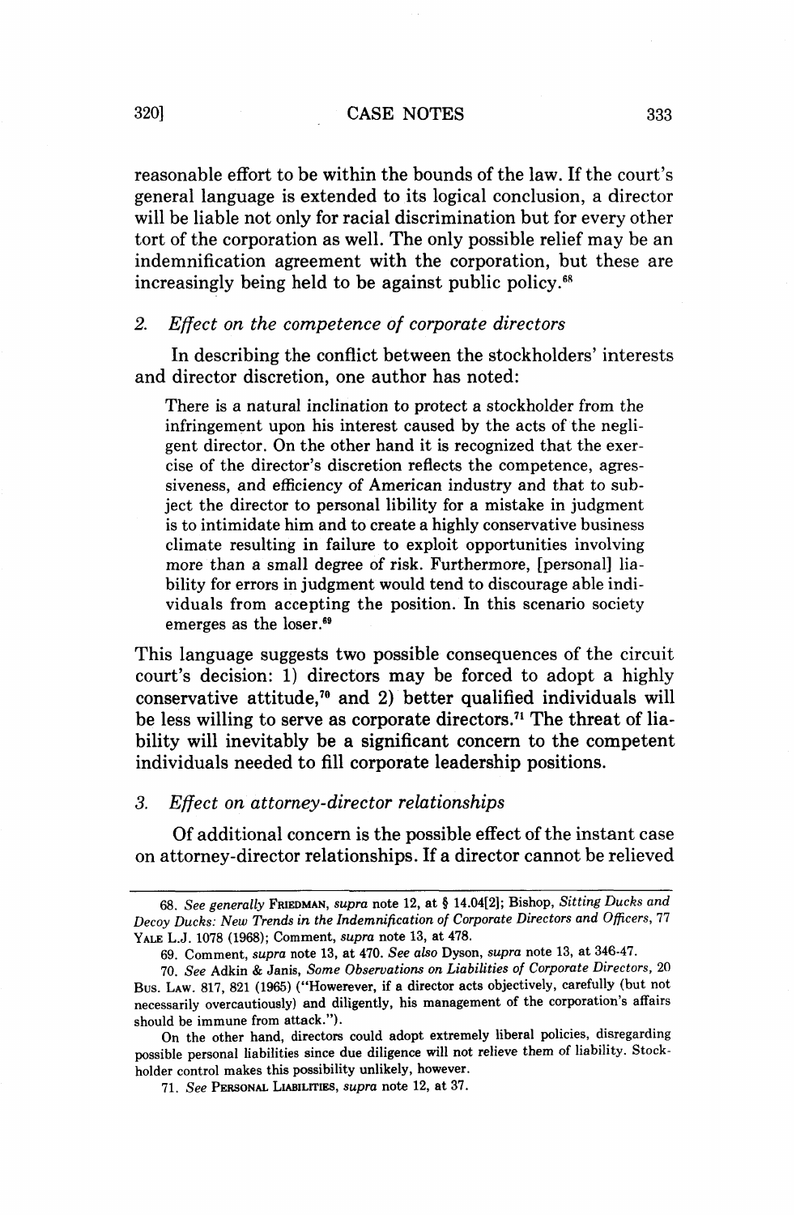reasonable effort to be within the bounds of the law. If the court's general language is extended to its logical conclusion, a director will be liable not only for racial discrimination but for every other tort of the corporation as well. The only possible relief may be an indemnification agreement with the corporation, but these are increasingly being held to be against public policy.[68]

### 2. *Effect on the competence of corporate directors*

In describing the conflict between the stockholders' interests and director discretion, one author has noted:

> There is a natural inclination to protect a stockholder from the infringement upon his interest caused by the acts of the negligent director. On the other hand it is recognized that the exercise of the director's discretion reflects the competence, agressiveness, and efficiency of American industry and that to subject the director to personal libility for a mistake in judgment is to intimidate him and to create a highly conservative business climate resulting in failure to exploit opportunities involving more than a small degree of risk. Furthermore, [personal] liability for errors in judgment would tend to discourage able individuals from accepting the position. In this scenario society emerges as the loser.[69]

This language suggests two possible consequences of the circuit court's decision: 1) directors may be forced to adopt a highly conservative attitude,[70] and 2) better qualified individuals will be less willing to serve as corporate directors.[71] The threat of liability will inevitably be a significant concern to the competent individuals needed to fill corporate leadership positions.

### 3. *Effect on attorney-director relationships*

Of additional concern is the possible effect of the instant case on attorney-director relationships. If a director cannot be relieved

---

68. *See generally* FRIEDMAN, *supra* note 12, at § 14.04[2]; Bishop, *Sitting Ducks and Decoy Ducks: New Trends in the Indemnification of Corporate Directors and Officers*, 77 YALE L.J. 1078 (1968); Comment, *supra* note 13, at 478.

69. Comment, *supra* note 13, at 470. *See also* Dyson, *supra* note 13, at 346-47.

70. *See* Adkin & Janis, *Some Observations on Liabilities of Corporate Directors*, 20 BUS. LAW. 817, 821 (1965) ("Howerever, if a director acts objectively, carefully (but not necessarily overcautiously) and diligently, his management of the corporation's affairs should be immune from attack.").

On the other hand, directors could adopt extremely liberal policies, disregarding possible personal liabilities since due diligence will not relieve them of liability. Stockholder control makes this possibility unlikely, however.

71. *See* PERSONAL LIABILITIES, *supra* note 12, at 37.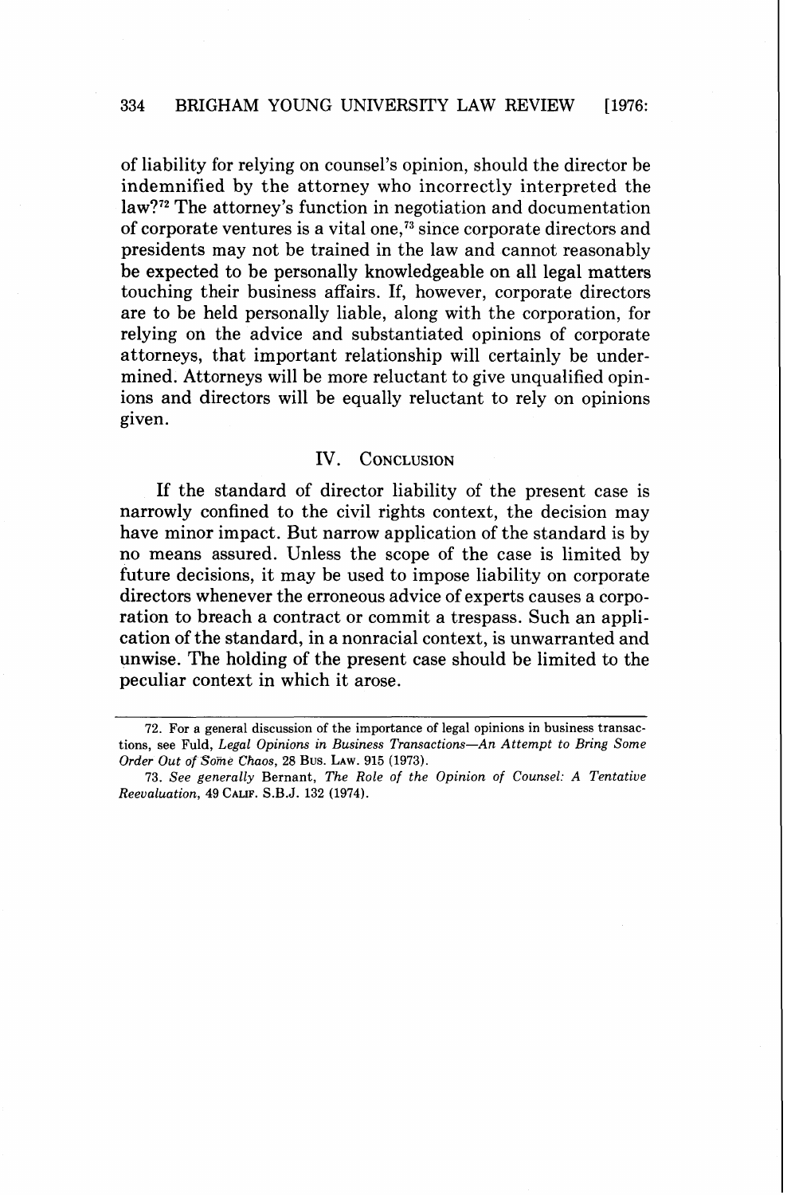of liability for relying on counsel's opinion, should the director be indemnified by the attorney who incorrectly interpreted the law?[72] The attorney's function in negotiation and documentation of corporate ventures is a vital one,[73] since corporate directors and presidents may not be trained in the law and cannot reasonably be expected to be personally knowledgeable on all legal matters touching their business affairs. If, however, corporate directors are to be held personally liable, along with the corporation, for relying on the advice and substantiated opinions of corporate attorneys, that important relationship will certainly be undermined. Attorneys will be more reluctant to give unqualified opinions and directors will be equally reluctant to rely on opinions given.

## IV. Conclusion

If the standard of director liability of the present case is narrowly confined to the civil rights context, the decision may have minor impact. But narrow application of the standard is by no means assured. Unless the scope of the case is limited by future decisions, it may be used to impose liability on corporate directors whenever the erroneous advice of experts causes a corporation to breach a contract or commit a trespass. Such an application of the standard, in a nonracial context, is unwarranted and unwise. The holding of the present case should be limited to the peculiar context in which it arose.

---

72. For a general discussion of the importance of legal opinions in business transactions, see Fuld, *Legal Opinions in Business Transactions—An Attempt to Bring Some Order Out of Some Chaos*, 28 Bus. Law. 915 (1973).

73. *See generally* Bernant, *The Role of the Opinion of Counsel: A Tentative Reevaluation*, 49 Calif. S.B.J. 132 (1974).